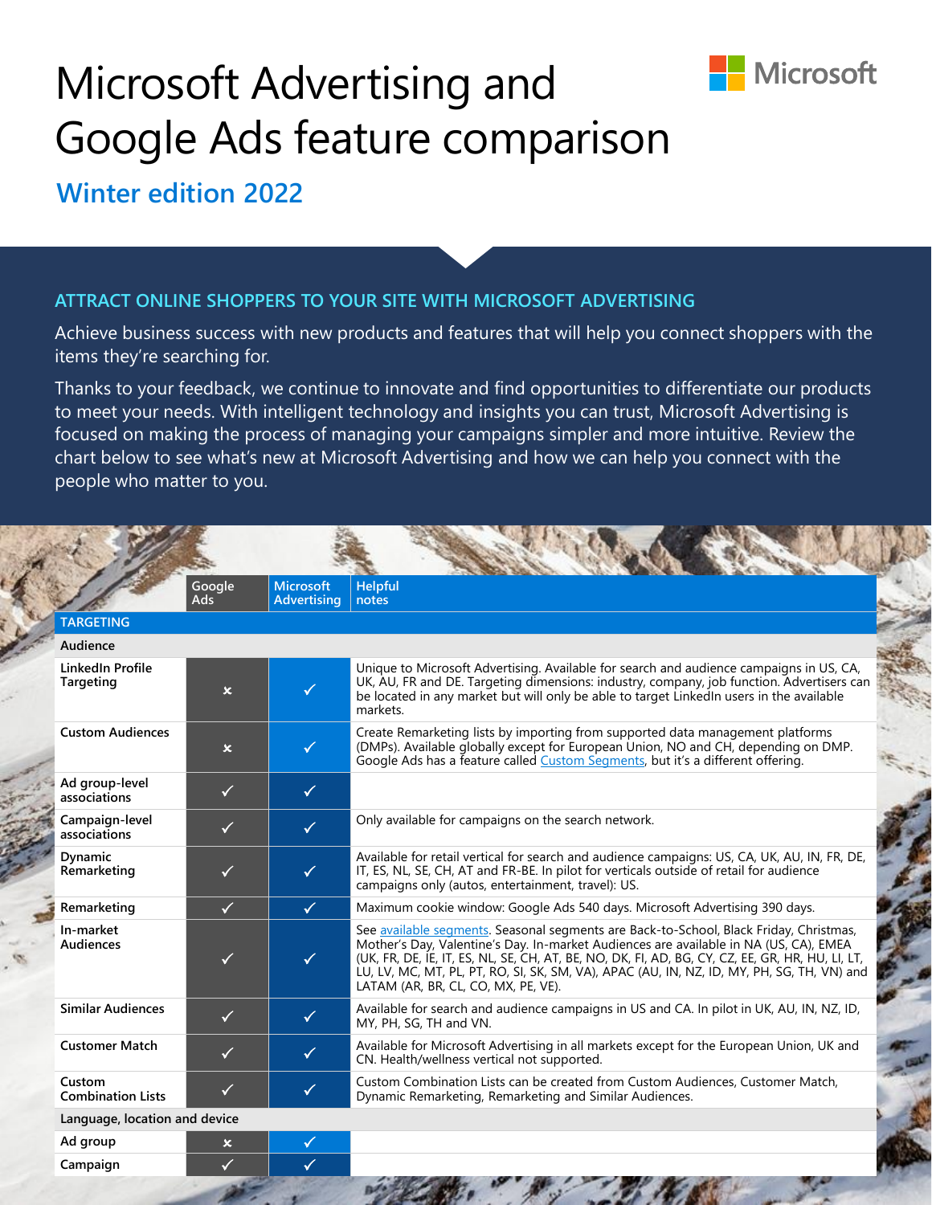# Microsoft Advertising and Google Ads feature comparison

## Winter edition 2022

### ATTRACT ONLINE SHOPPERS TO YOUR SITE WITH MICROSOFT ADVERTISING

Achieve business success with new products and features that will help you connect shoppers with the items they're searching for.

Thanks to your feedback, we continue to innovate and find opportunities to differentiate our products to meet your needs. With intelligent technology and insights you can trust, Microsoft Advertising is focused on making the process of managing your campaigns simpler and more intuitive. Review the chart below to see what's new at Microsoft Advertising and how we can help you connect with the people who matter to you.

| | Google Ads | Microsoft Advertising | Helpful notes |
|---|---|---|---|
| **TARGETING** | | | |
| **Audience** | | | |
| LinkedIn Profile Targeting | × | ✓ | Unique to Microsoft Advertising. Available for search and audience campaigns in US, CA, UK, AU, FR and DE. Targeting dimensions: industry, company, job function. Advertisers can be located in any market but will only be able to target LinkedIn users in the available markets. |
| Custom Audiences | × | ✓ | Create Remarketing lists by importing from supported data management platforms (DMPs). Available globally except for European Union, NO and CH, depending on DMP. Google Ads has a feature called Custom Segments, but it's a different offering. |
| Ad group-level associations | ✓ | ✓ | |
| Campaign-level associations | ✓ | ✓ | Only available for campaigns on the search network. |
| Dynamic Remarketing | ✓ | ✓ | Available for retail vertical for search and audience campaigns: US, CA, UK, AU, IN, FR, DE, IT, ES, NL, SE, CH, AT and FR-BE. In pilot for verticals outside of retail for audience campaigns only (autos, entertainment, travel): US. |
| Remarketing | ✓ | ✓ | Maximum cookie window: Google Ads 540 days. Microsoft Advertising 390 days. |
| In-market Audiences | ✓ | ✓ | See available segments. Seasonal segments are Back-to-School, Black Friday, Christmas, Mother's Day, Valentine's Day. In-market Audiences are available in NA (US, CA), EMEA (UK, FR, DE, IE, IT, ES, NL, SE, CH, AT, BE, NO, DK, FI, AD, BG, CY, CZ, EE, GR, HR, HU, LI, LT, LU, LV, MC, MT, PL, PT, RO, SI, SK, SM, VA), APAC (AU, IN, NZ, ID, MY, PH, SG, TH, VN) and LATAM (AR, BR, CL, CO, MX, PE, VE). |
| Similar Audiences | ✓ | ✓ | Available for search and audience campaigns in US and CA. In pilot in UK, AU, IN, NZ, ID, MY, PH, SG, TH and VN. |
| Customer Match | ✓ | ✓ | Available for Microsoft Advertising in all markets except for the European Union, UK and CN. Health/wellness vertical not supported. |
| Custom Combination Lists | ✓ | ✓ | Custom Combination Lists can be created from Custom Audiences, Customer Match, Dynamic Remarketing, Remarketing and Similar Audiences. |
| **Language, location and device** | | | |
| Ad group | × | ✓ | |
| Campaign | ✓ | ✓ | |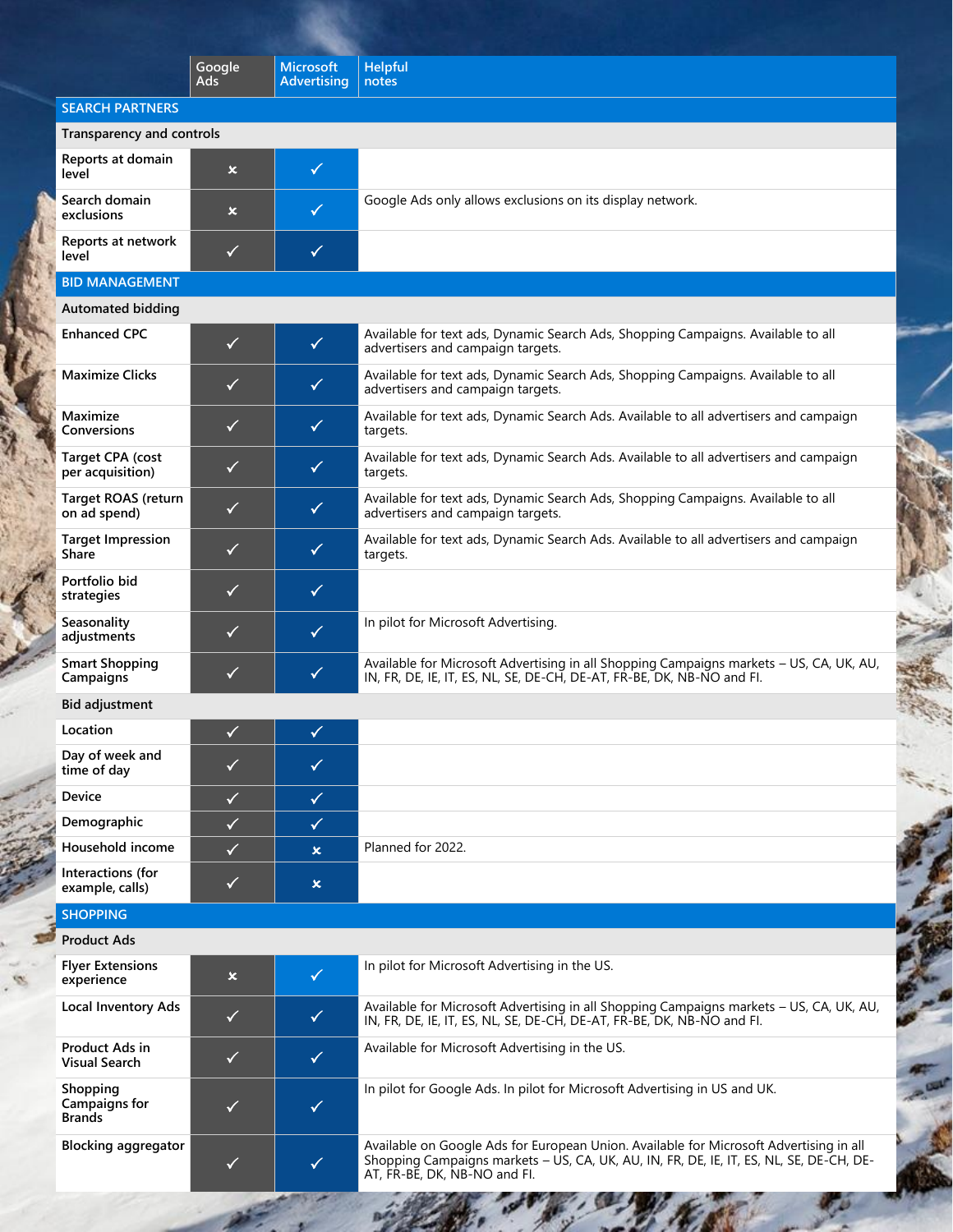| | Google Ads | Microsoft Advertising | Helpful notes |
|---|---|---|---|
| **SEARCH PARTNERS** | | | |
| **Transparency and controls** | | | |
| Reports at domain level | ✗ | ✓ | |
| Search domain exclusions | ✗ | ✓ | Google Ads only allows exclusions on its display network. |
| Reports at network level | ✓ | ✓ | |
| **BID MANAGEMENT** | | | |
| **Automated bidding** | | | |
| Enhanced CPC | ✓ | ✓ | Available for text ads, Dynamic Search Ads, Shopping Campaigns. Available to all advertisers and campaign targets. |
| Maximize Clicks | ✓ | ✓ | Available for text ads, Dynamic Search Ads, Shopping Campaigns. Available to all advertisers and campaign targets. |
| Maximize Conversions | ✓ | ✓ | Available for text ads, Dynamic Search Ads. Available to all advertisers and campaign targets. |
| Target CPA (cost per acquisition) | ✓ | ✓ | Available for text ads, Dynamic Search Ads. Available to all advertisers and campaign targets. |
| Target ROAS (return on ad spend) | ✓ | ✓ | Available for text ads, Dynamic Search Ads, Shopping Campaigns. Available to all advertisers and campaign targets. |
| Target Impression Share | ✓ | ✓ | Available for text ads, Dynamic Search Ads. Available to all advertisers and campaign targets. |
| Portfolio bid strategies | ✓ | ✓ | |
| Seasonality adjustments | ✓ | ✓ | In pilot for Microsoft Advertising. |
| Smart Shopping Campaigns | ✓ | ✓ | Available for Microsoft Advertising in all Shopping Campaigns markets – US, CA, UK, AU, IN, FR, DE, IE, IT, ES, NL, SE, DE-CH, DE-AT, FR-BE, DK, NB-NO and FI. |
| **Bid adjustment** | | | |
| Location | ✓ | ✓ | |
| Day of week and time of day | ✓ | ✓ | |
| Device | ✓ | ✓ | |
| Demographic | ✓ | ✓ | |
| Household income | ✓ | ✗ | Planned for 2022. |
| Interactions (for example, calls) | ✓ | ✗ | |
| **SHOPPING** | | | |
| **Product Ads** | | | |
| Flyer Extensions experience | ✗ | ✓ | In pilot for Microsoft Advertising in the US. |
| Local Inventory Ads | ✓ | ✓ | Available for Microsoft Advertising in all Shopping Campaigns markets – US, CA, UK, AU, IN, FR, DE, IE, IT, ES, NL, SE, DE-CH, DE-AT, FR-BE, DK, NB-NO and FI. |
| Product Ads in Visual Search | ✓ | ✓ | Available for Microsoft Advertising in the US. |
| Shopping Campaigns for Brands | ✓ | ✓ | In pilot for Google Ads. In pilot for Microsoft Advertising in US and UK. |
| Blocking aggregator | ✓ | ✓ | Available on Google Ads for European Union. Available for Microsoft Advertising in all Shopping Campaigns markets – US, CA, UK, AU, IN, FR, DE, IE, IT, ES, NL, SE, DE-CH, DE-AT, FR-BE, DK, NB-NO and FI. |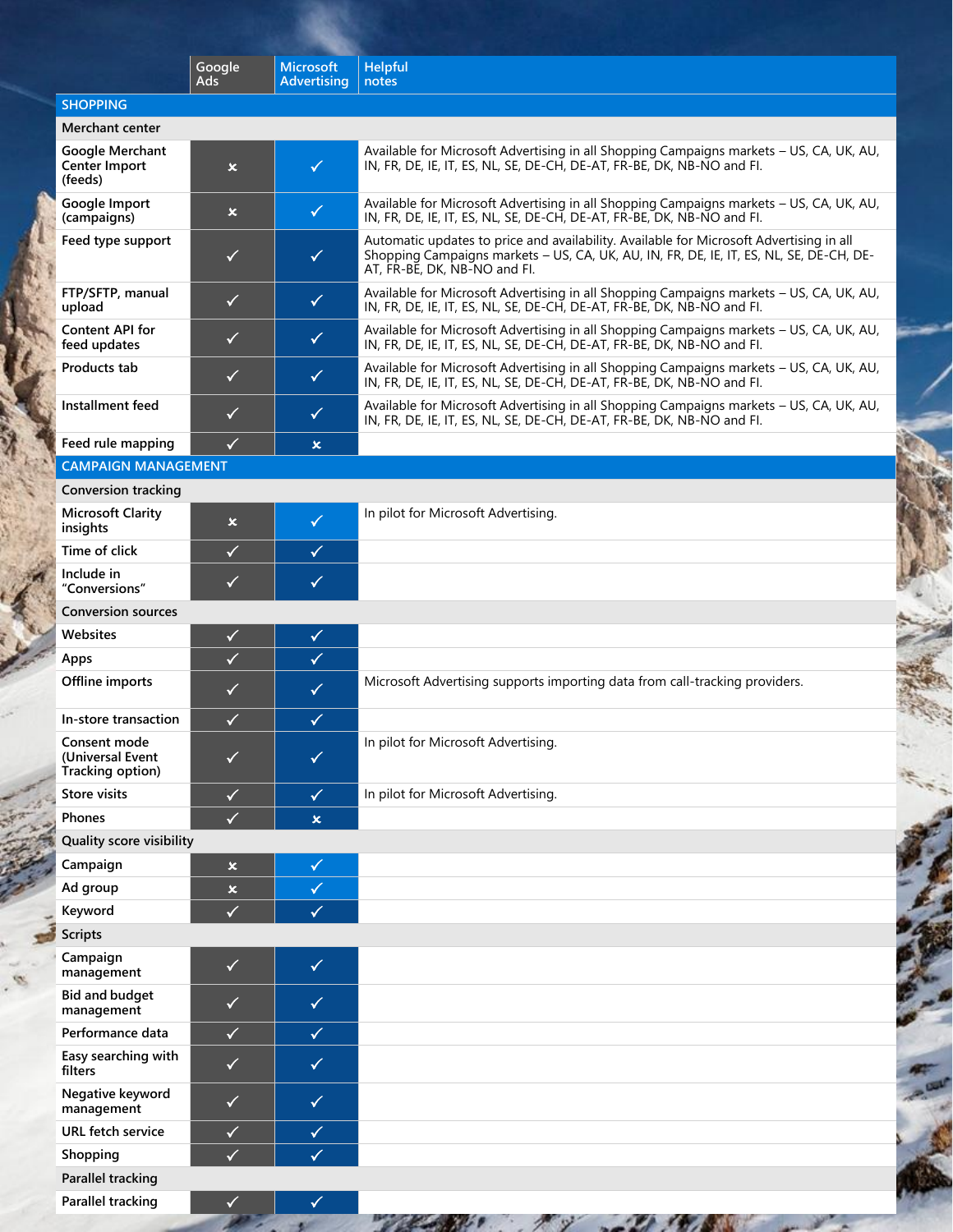| | Google Ads | Microsoft Advertising | Helpful notes |
|---|---|---|---|
| **SHOPPING** | | | |
| **Merchant center** | | | |
| Google Merchant Center Import (feeds) | ✗ | ✓ | Available for Microsoft Advertising in all Shopping Campaigns markets – US, CA, UK, AU, IN, FR, DE, IE, IT, ES, NL, SE, DE-CH, DE-AT, FR-BE, DK, NB-NO and FI. |
| Google Import (campaigns) | ✗ | ✓ | Available for Microsoft Advertising in all Shopping Campaigns markets – US, CA, UK, AU, IN, FR, DE, IE, IT, ES, NL, SE, DE-CH, DE-AT, FR-BE, DK, NB-NO and FI. |
| Feed type support | ✓ | ✓ | Automatic updates to price and availability. Available for Microsoft Advertising in all Shopping Campaigns markets – US, CA, UK, AU, IN, FR, DE, IE, IT, ES, NL, SE, DE-CH, DE-AT, FR-BE, DK, NB-NO and FI. |
| FTP/SFTP, manual upload | ✓ | ✓ | Available for Microsoft Advertising in all Shopping Campaigns markets – US, CA, UK, AU, IN, FR, DE, IE, IT, ES, NL, SE, DE-CH, DE-AT, FR-BE, DK, NB-NO and FI. |
| Content API for feed updates | ✓ | ✓ | Available for Microsoft Advertising in all Shopping Campaigns markets – US, CA, UK, AU, IN, FR, DE, IE, IT, ES, NL, SE, DE-CH, DE-AT, FR-BE, DK, NB-NO and FI. |
| Products tab | ✓ | ✓ | Available for Microsoft Advertising in all Shopping Campaigns markets – US, CA, UK, AU, IN, FR, DE, IE, IT, ES, NL, SE, DE-CH, DE-AT, FR-BE, DK, NB-NO and FI. |
| Installment feed | ✓ | ✓ | Available for Microsoft Advertising in all Shopping Campaigns markets – US, CA, UK, AU, IN, FR, DE, IE, IT, ES, NL, SE, DE-CH, DE-AT, FR-BE, DK, NB-NO and FI. |
| Feed rule mapping | ✓ | ✗ | |
| **CAMPAIGN MANAGEMENT** | | | |
| **Conversion tracking** | | | |
| Microsoft Clarity insights | ✗ | ✓ | In pilot for Microsoft Advertising. |
| Time of click | ✓ | ✓ | |
| Include in "Conversions" | ✓ | ✓ | |
| **Conversion sources** | | | |
| Websites | ✓ | ✓ | |
| Apps | ✓ | ✓ | |
| Offline imports | ✓ | ✓ | Microsoft Advertising supports importing data from call-tracking providers. |
| In-store transaction | ✓ | ✓ | |
| Consent mode (Universal Event Tracking option) | ✓ | ✓ | In pilot for Microsoft Advertising. |
| Store visits | ✓ | ✓ | In pilot for Microsoft Advertising. |
| Phones | ✓ | ✗ | |
| **Quality score visibility** | | | |
| Campaign | ✗ | ✓ | |
| Ad group | ✗ | ✓ | |
| Keyword | ✓ | ✓ | |
| **Scripts** | | | |
| Campaign management | ✓ | ✓ | |
| Bid and budget management | ✓ | ✓ | |
| Performance data | ✓ | ✓ | |
| Easy searching with filters | ✓ | ✓ | |
| Negative keyword management | ✓ | ✓ | |
| URL fetch service | ✓ | ✓ | |
| Shopping | ✓ | ✓ | |
| **Parallel tracking** | | | |
| Parallel tracking | ✓ | ✓ | |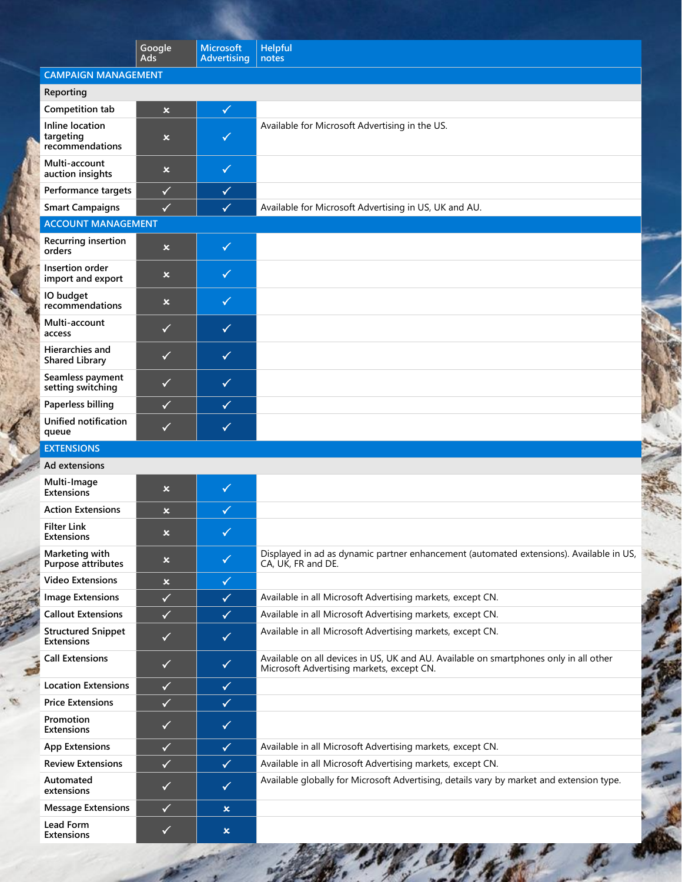| | Google Ads | Microsoft Advertising | Helpful notes |
|---|---|---|---|
| **CAMPAIGN MANAGEMENT** | | | |
| **Reporting** | | | |
| Competition tab | ✗ | ✓ | |
| Inline location targeting recommendations | ✗ | ✓ | Available for Microsoft Advertising in the US. |
| Multi-account auction insights | ✗ | ✓ | |
| Performance targets | ✓ | ✓ | |
| Smart Campaigns | ✓ | ✓ | Available for Microsoft Advertising in US, UK and AU. |
| **ACCOUNT MANAGEMENT** | | | |
| Recurring insertion orders | ✗ | ✓ | |
| Insertion order import and export | ✗ | ✓ | |
| IO budget recommendations | ✗ | ✓ | |
| Multi-account access | ✓ | ✓ | |
| Hierarchies and Shared Library | ✓ | ✓ | |
| Seamless payment setting switching | ✓ | ✓ | |
| Paperless billing | ✓ | ✓ | |
| Unified notification queue | ✓ | ✓ | |
| **EXTENSIONS** | | | |
| **Ad extensions** | | | |
| Multi-Image Extensions | ✗ | ✓ | |
| Action Extensions | ✗ | ✓ | |
| Filter Link Extensions | ✗ | ✓ | |
| Marketing with Purpose attributes | ✗ | ✓ | Displayed in ad as dynamic partner enhancement (automated extensions). Available in US, CA, UK, FR and DE. |
| Video Extensions | ✗ | ✓ | |
| Image Extensions | ✓ | ✓ | Available in all Microsoft Advertising markets, except CN. |
| Callout Extensions | ✓ | ✓ | Available in all Microsoft Advertising markets, except CN. |
| Structured Snippet Extensions | ✓ | ✓ | Available in all Microsoft Advertising markets, except CN. |
| Call Extensions | ✓ | ✓ | Available on all devices in US, UK and AU. Available on smartphones only in all other Microsoft Advertising markets, except CN. |
| Location Extensions | ✓ | ✓ | |
| Price Extensions | ✓ | ✓ | |
| Promotion Extensions | ✓ | ✓ | |
| App Extensions | ✓ | ✓ | Available in all Microsoft Advertising markets, except CN. |
| Review Extensions | ✓ | ✓ | Available in all Microsoft Advertising markets, except CN. |
| Automated extensions | ✓ | ✓ | Available globally for Microsoft Advertising, details vary by market and extension type. |
| Message Extensions | ✓ | ✗ | |
| Lead Form Extensions | ✓ | ✗ | |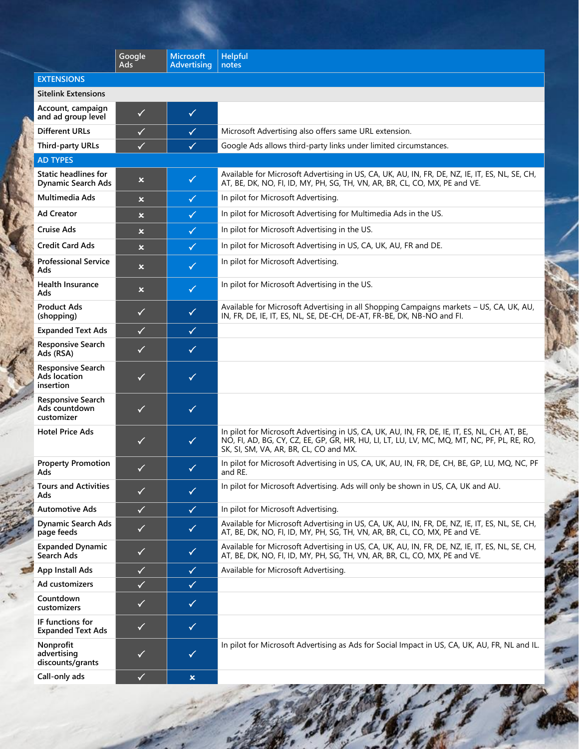| | Google Ads | Microsoft Advertising | Helpful notes |
|---|---|---|---|
| **EXTENSIONS** | | | |
| **Sitelink Extensions** | | | |
| Account, campaign and ad group level | ✓ | ✓ | |
| Different URLs | ✓ | ✓ | Microsoft Advertising also offers same URL extension. |
| Third-party URLs | ✓ | ✓ | Google Ads allows third-party links under limited circumstances. |
| **AD TYPES** | | | |
| Static headlines for Dynamic Search Ads | ✗ | ✓ | Available for Microsoft Advertising in US, CA, UK, AU, IN, FR, DE, NZ, IE, IT, ES, NL, SE, CH, AT, BE, DK, NO, FI, ID, MY, PH, SG, TH, VN, AR, BR, CL, CO, MX, PE and VE. |
| Multimedia Ads | ✗ | ✓ | In pilot for Microsoft Advertising. |
| Ad Creator | ✗ | ✓ | In pilot for Microsoft Advertising for Multimedia Ads in the US. |
| Cruise Ads | ✗ | ✓ | In pilot for Microsoft Advertising in the US. |
| Credit Card Ads | ✗ | ✓ | In pilot for Microsoft Advertising in US, CA, UK, AU, FR and DE. |
| Professional Service Ads | ✗ | ✓ | In pilot for Microsoft Advertising. |
| Health Insurance Ads | ✗ | ✓ | In pilot for Microsoft Advertising in the US. |
| Product Ads (shopping) | ✓ | ✓ | Available for Microsoft Advertising in all Shopping Campaigns markets – US, CA, UK, AU, IN, FR, DE, IE, IT, ES, NL, SE, DE-CH, DE-AT, FR-BE, DK, NB-NO and FI. |
| Expanded Text Ads | ✓ | ✓ | |
| Responsive Search Ads (RSA) | ✓ | ✓ | |
| Responsive Search Ads location insertion | ✓ | ✓ | |
| Responsive Search Ads countdown customizer | ✓ | ✓ | |
| Hotel Price Ads | ✓ | ✓ | In pilot for Microsoft Advertising in US, CA, UK, AU, IN, FR, DE, IE, IT, ES, NL, CH, AT, BE, NO, FI, AD, BG, CY, CZ, EE, GP, GR, HR, HU, LI, LT, LU, LV, MC, MQ, MT, NC, PF, PL, RE, RO, SK, SI, SM, VA, AR, BR, CL, CO and MX. |
| Property Promotion Ads | ✓ | ✓ | In pilot for Microsoft Advertising in US, CA, UK, AU, IN, FR, DE, CH, BE, GP, LU, MQ, NC, PF and RE. |
| Tours and Activities Ads | ✓ | ✓ | In pilot for Microsoft Advertising. Ads will only be shown in US, CA, UK and AU. |
| Automotive Ads | ✓ | ✓ | In pilot for Microsoft Advertising. |
| Dynamic Search Ads page feeds | ✓ | ✓ | Available for Microsoft Advertising in US, CA, UK, AU, IN, FR, DE, NZ, IE, IT, ES, NL, SE, CH, AT, BE, DK, NO, FI, ID, MY, PH, SG, TH, VN, AR, BR, CL, CO, MX, PE and VE. |
| Expanded Dynamic Search Ads | ✓ | ✓ | Available for Microsoft Advertising in US, CA, UK, AU, IN, FR, DE, NZ, IE, IT, ES, NL, SE, CH, AT, BE, DK, NO, FI, ID, MY, PH, SG, TH, VN, AR, BR, CL, CO, MX, PE and VE. |
| App Install Ads | ✓ | ✓ | Available for Microsoft Advertising. |
| Ad customizers | ✓ | ✓ | |
| Countdown customizers | ✓ | ✓ | |
| IF functions for Expanded Text Ads | ✓ | ✓ | |
| Nonprofit advertising discounts/grants | ✓ | ✓ | In pilot for Microsoft Advertising as Ads for Social Impact in US, CA, UK, AU, FR, NL and IL. |
| Call-only ads | ✓ | ✗ | |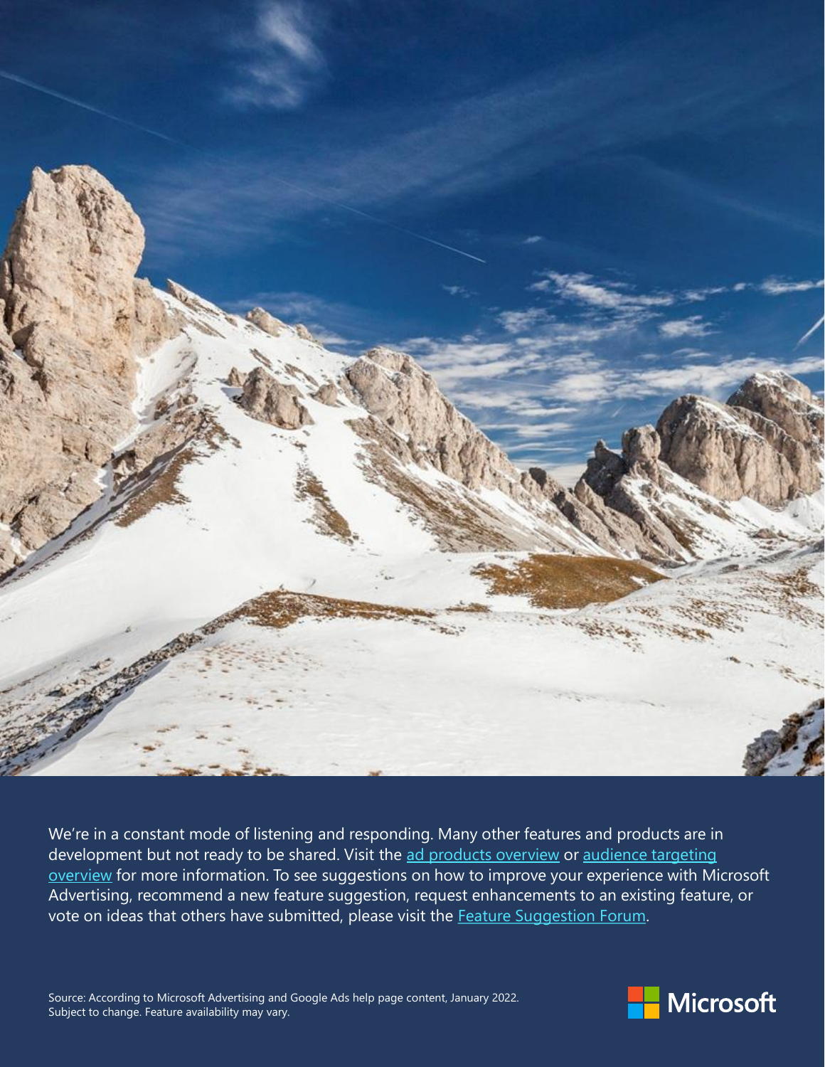We're in a constant mode of listening and responding. Many other features and products are in development but not ready to be shared. Visit the ad products overview or audience targeting overview for more information. To see suggestions on how to improve your experience with Microsoft Advertising, recommend a new feature suggestion, request enhancements to an existing feature, or vote on ideas that others have submitted, please visit the Feature Suggestion Forum.

Source: According to Microsoft Advertising and Google Ads help page content, January 2022. Subject to change. Feature availability may vary.

Microsoft